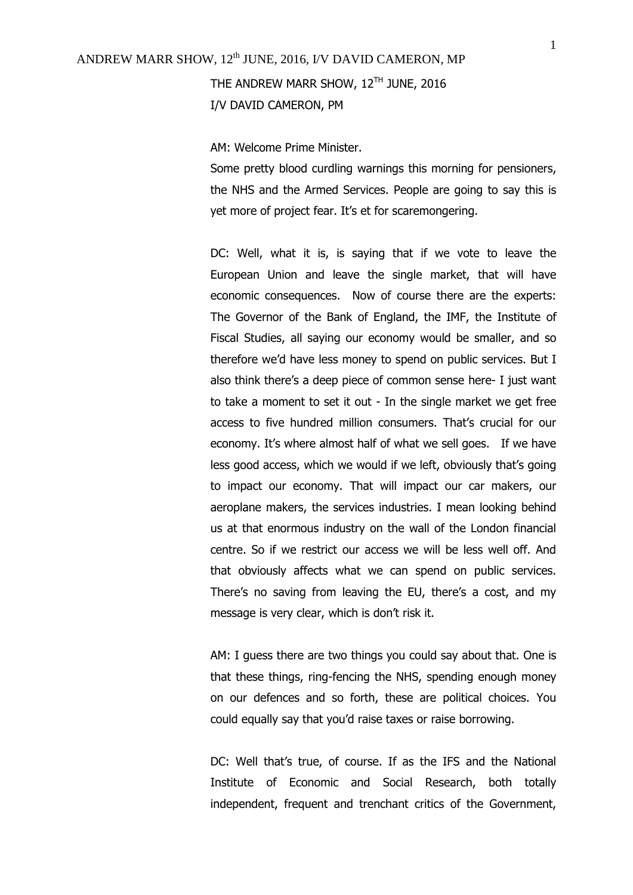THE ANDREW MARR SHOW, 12[TH] JUNE, 2016
I/V DAVID CAMERON, PM

AM: Welcome Prime Minister.
Some pretty blood curdling warnings this morning for pensioners, the NHS and the Armed Services. People are going to say this is yet more of project fear. It's et for scaremongering.

DC: Well, what it is, is saying that if we vote to leave the European Union and leave the single market, that will have economic consequences. Now of course there are the experts: The Governor of the Bank of England, the IMF, the Institute of Fiscal Studies, all saying our economy would be smaller, and so therefore we'd have less money to spend on public services. But I also think there's a deep piece of common sense here- I just want to take a moment to set it out - In the single market we get free access to five hundred million consumers. That's crucial for our economy. It's where almost half of what we sell goes. If we have less good access, which we would if we left, obviously that's going to impact our economy. That will impact our car makers, our aeroplane makers, the services industries. I mean looking behind us at that enormous industry on the wall of the London financial centre. So if we restrict our access we will be less well off. And that obviously affects what we can spend on public services. There's no saving from leaving the EU, there's a cost, and my message is very clear, which is don't risk it.

AM: I guess there are two things you could say about that. One is that these things, ring-fencing the NHS, spending enough money on our defences and so forth, these are political choices. You could equally say that you'd raise taxes or raise borrowing.

DC: Well that's true, of course. If as the IFS and the National Institute of Economic and Social Research, both totally independent, frequent and trenchant critics of the Government,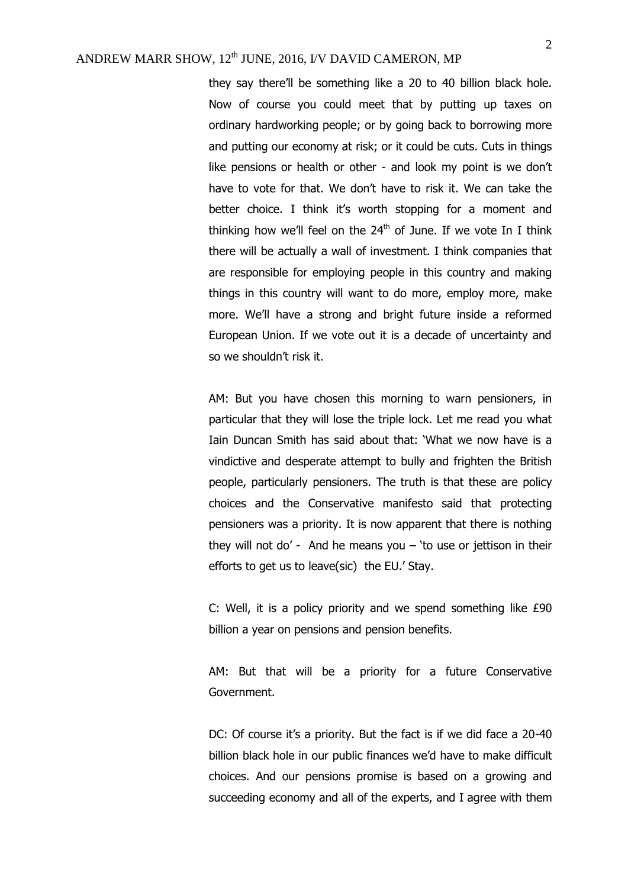they say there'll be something like a 20 to 40 billion black hole. Now of course you could meet that by putting up taxes on ordinary hardworking people; or by going back to borrowing more and putting our economy at risk; or it could be cuts. Cuts in things like pensions or health or other - and look my point is we don't have to vote for that. We don't have to risk it. We can take the better choice. I think it's worth stopping for a moment and thinking how we'll feel on the 24th of June. If we vote In I think there will be actually a wall of investment. I think companies that are responsible for employing people in this country and making things in this country will want to do more, employ more, make more. We'll have a strong and bright future inside a reformed European Union. If we vote out it is a decade of uncertainty and so we shouldn't risk it.

AM: But you have chosen this morning to warn pensioners, in particular that they will lose the triple lock. Let me read you what Iain Duncan Smith has said about that: 'What we now have is a vindictive and desperate attempt to bully and frighten the British people, particularly pensioners. The truth is that these are policy choices and the Conservative manifesto said that protecting pensioners was a priority. It is now apparent that there is nothing they will not do' - And he means you – 'to use or jettison in their efforts to get us to leave(sic) the EU.' Stay.

C: Well, it is a policy priority and we spend something like £90 billion a year on pensions and pension benefits.

AM: But that will be a priority for a future Conservative Government.

DC: Of course it's a priority. But the fact is if we did face a 20-40 billion black hole in our public finances we'd have to make difficult choices. And our pensions promise is based on a growing and succeeding economy and all of the experts, and I agree with them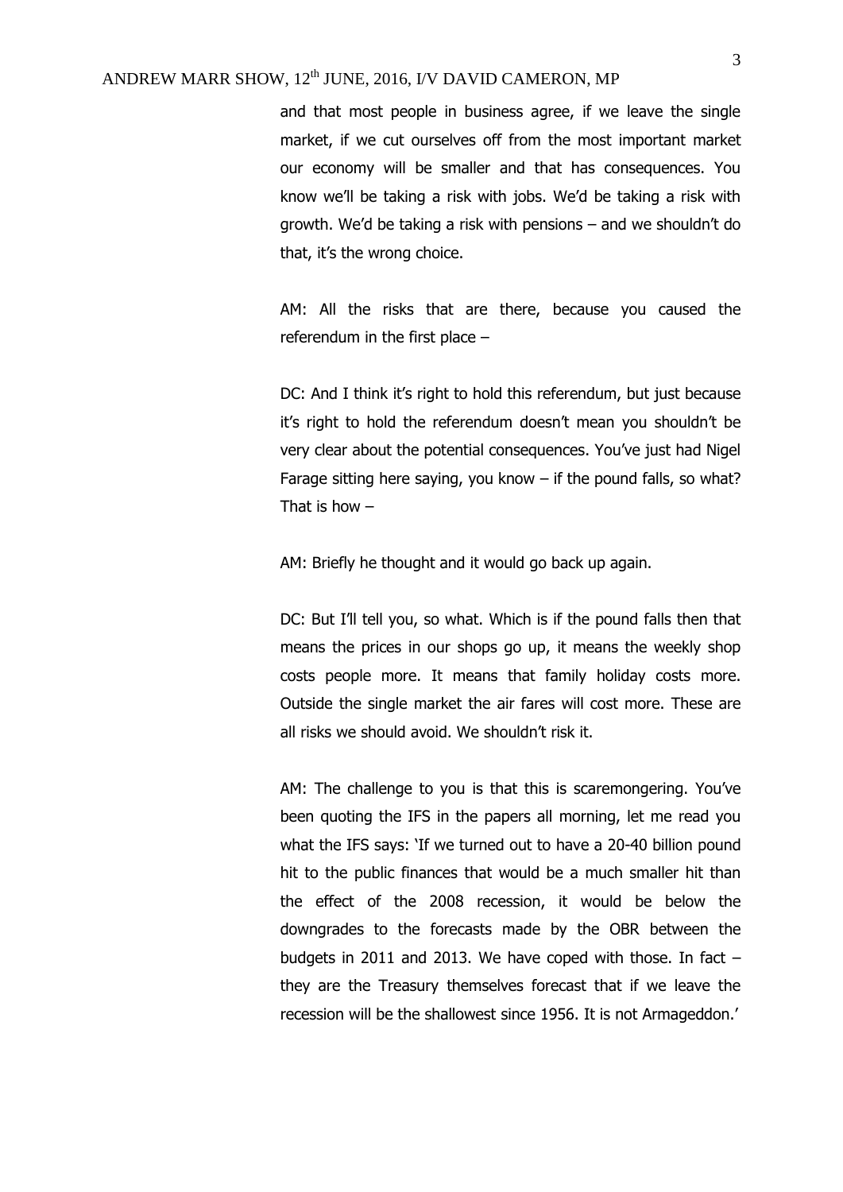and that most people in business agree, if we leave the single market, if we cut ourselves off from the most important market our economy will be smaller and that has consequences. You know we'll be taking a risk with jobs. We'd be taking a risk with growth. We'd be taking a risk with pensions – and we shouldn't do that, it's the wrong choice.

AM: All the risks that are there, because you caused the referendum in the first place –

DC: And I think it's right to hold this referendum, but just because it's right to hold the referendum doesn't mean you shouldn't be very clear about the potential consequences. You've just had Nigel Farage sitting here saying, you know – if the pound falls, so what? That is how –

AM: Briefly he thought and it would go back up again.

DC: But I'll tell you, so what. Which is if the pound falls then that means the prices in our shops go up, it means the weekly shop costs people more. It means that family holiday costs more. Outside the single market the air fares will cost more. These are all risks we should avoid. We shouldn't risk it.

AM: The challenge to you is that this is scaremongering. You've been quoting the IFS in the papers all morning, let me read you what the IFS says: 'If we turned out to have a 20-40 billion pound hit to the public finances that would be a much smaller hit than the effect of the 2008 recession, it would be below the downgrades to the forecasts made by the OBR between the budgets in 2011 and 2013. We have coped with those. In fact – they are the Treasury themselves forecast that if we leave the recession will be the shallowest since 1956. It is not Armageddon.'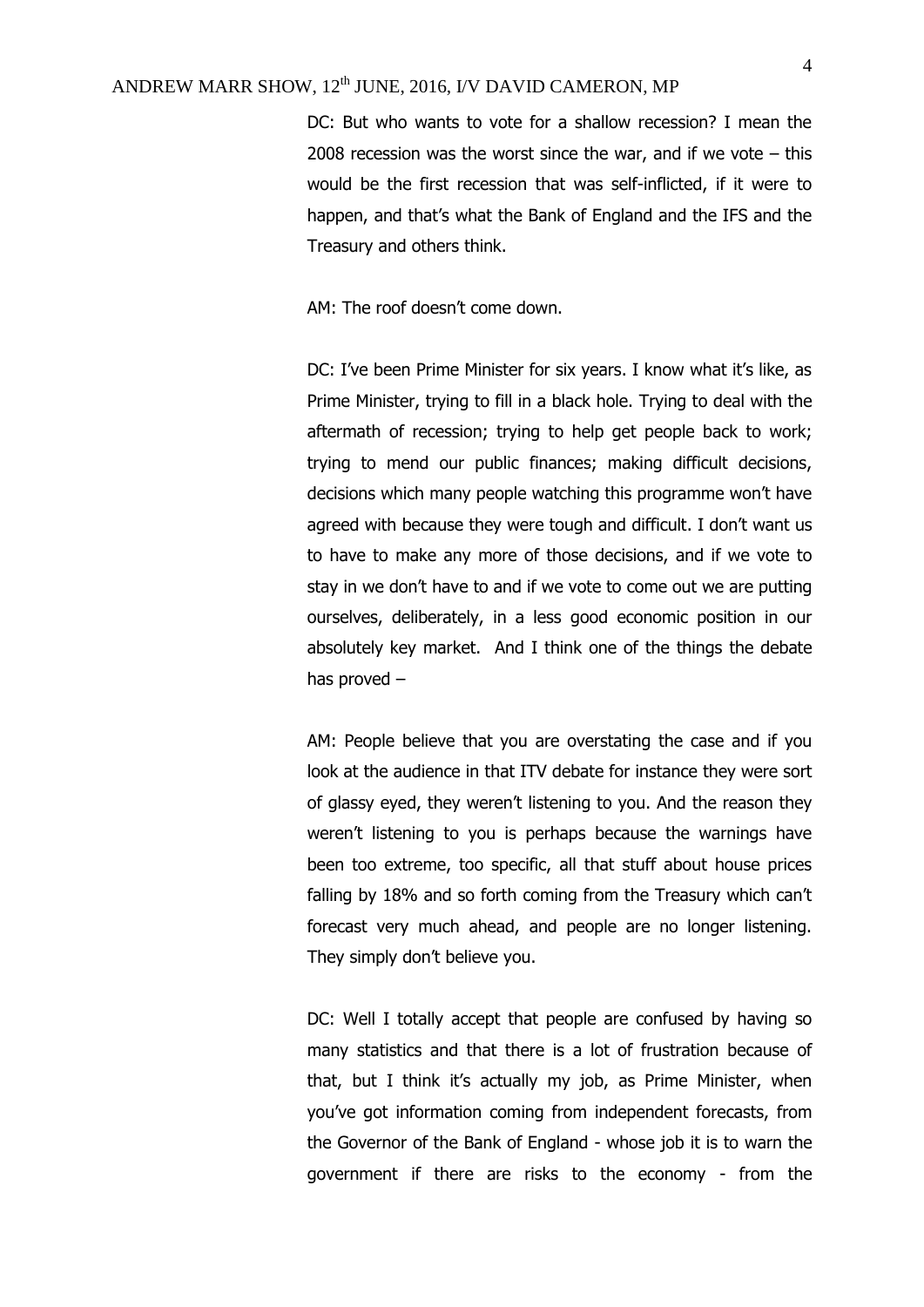DC: But who wants to vote for a shallow recession? I mean the 2008 recession was the worst since the war, and if we vote – this would be the first recession that was self-inflicted, if it were to happen, and that's what the Bank of England and the IFS and the Treasury and others think.

AM: The roof doesn't come down.

DC: I've been Prime Minister for six years. I know what it's like, as Prime Minister, trying to fill in a black hole. Trying to deal with the aftermath of recession; trying to help get people back to work; trying to mend our public finances; making difficult decisions, decisions which many people watching this programme won't have agreed with because they were tough and difficult. I don't want us to have to make any more of those decisions, and if we vote to stay in we don't have to and if we vote to come out we are putting ourselves, deliberately, in a less good economic position in our absolutely key market. And I think one of the things the debate has proved –

AM: People believe that you are overstating the case and if you look at the audience in that ITV debate for instance they were sort of glassy eyed, they weren't listening to you. And the reason they weren't listening to you is perhaps because the warnings have been too extreme, too specific, all that stuff about house prices falling by 18% and so forth coming from the Treasury which can't forecast very much ahead, and people are no longer listening. They simply don't believe you.

DC: Well I totally accept that people are confused by having so many statistics and that there is a lot of frustration because of that, but I think it's actually my job, as Prime Minister, when you've got information coming from independent forecasts, from the Governor of the Bank of England - whose job it is to warn the government if there are risks to the economy - from the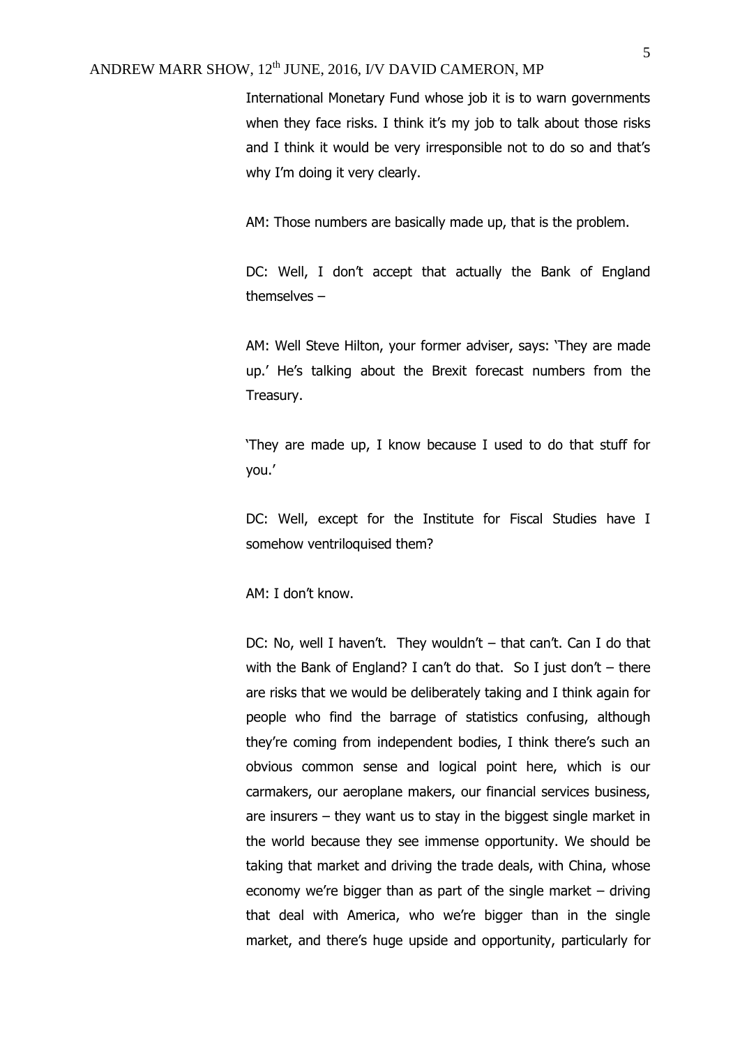International Monetary Fund whose job it is to warn governments when they face risks. I think it's my job to talk about those risks and I think it would be very irresponsible not to do so and that's why I'm doing it very clearly.

AM: Those numbers are basically made up, that is the problem.

DC: Well, I don't accept that actually the Bank of England themselves –

AM: Well Steve Hilton, your former adviser, says: 'They are made up.' He's talking about the Brexit forecast numbers from the Treasury.

'They are made up, I know because I used to do that stuff for you.'

DC: Well, except for the Institute for Fiscal Studies have I somehow ventriloquised them?

AM: I don't know.

DC: No, well I haven't. They wouldn't – that can't. Can I do that with the Bank of England? I can't do that. So I just don't – there are risks that we would be deliberately taking and I think again for people who find the barrage of statistics confusing, although they're coming from independent bodies, I think there's such an obvious common sense and logical point here, which is our carmakers, our aeroplane makers, our financial services business, are insurers – they want us to stay in the biggest single market in the world because they see immense opportunity. We should be taking that market and driving the trade deals, with China, whose economy we're bigger than as part of the single market – driving that deal with America, who we're bigger than in the single market, and there's huge upside and opportunity, particularly for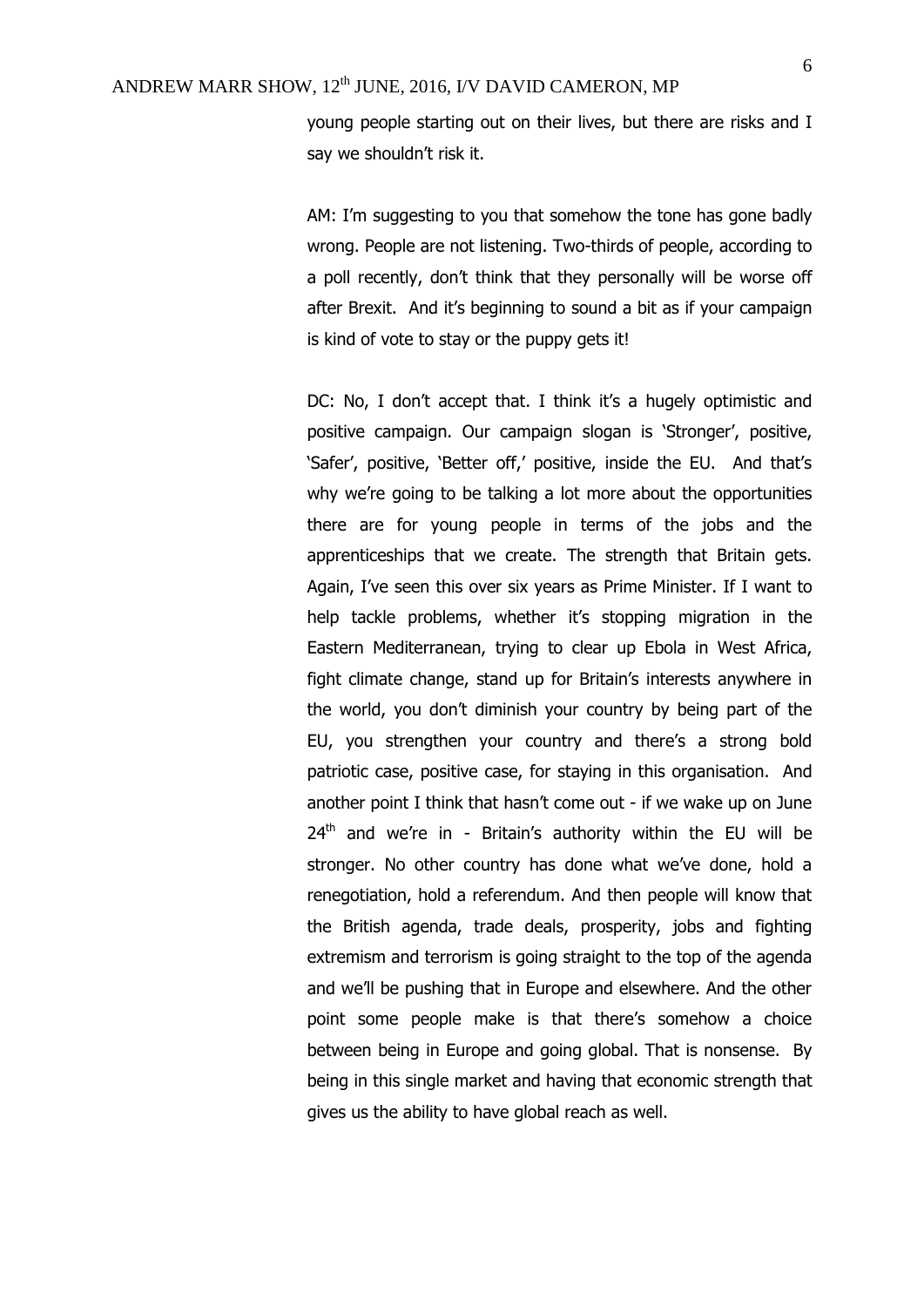young people starting out on their lives, but there are risks and I say we shouldn't risk it.

AM: I'm suggesting to you that somehow the tone has gone badly wrong. People are not listening. Two-thirds of people, according to a poll recently, don't think that they personally will be worse off after Brexit. And it's beginning to sound a bit as if your campaign is kind of vote to stay or the puppy gets it!

DC: No, I don't accept that. I think it's a hugely optimistic and positive campaign. Our campaign slogan is 'Stronger', positive, 'Safer', positive, 'Better off,' positive, inside the EU. And that's why we're going to be talking a lot more about the opportunities there are for young people in terms of the jobs and the apprenticeships that we create. The strength that Britain gets. Again, I've seen this over six years as Prime Minister. If I want to help tackle problems, whether it's stopping migration in the Eastern Mediterranean, trying to clear up Ebola in West Africa, fight climate change, stand up for Britain's interests anywhere in the world, you don't diminish your country by being part of the EU, you strengthen your country and there's a strong bold patriotic case, positive case, for staying in this organisation. And another point I think that hasn't come out - if we wake up on June 24th and we're in - Britain's authority within the EU will be stronger. No other country has done what we've done, hold a renegotiation, hold a referendum. And then people will know that the British agenda, trade deals, prosperity, jobs and fighting extremism and terrorism is going straight to the top of the agenda and we'll be pushing that in Europe and elsewhere. And the other point some people make is that there's somehow a choice between being in Europe and going global. That is nonsense. By being in this single market and having that economic strength that gives us the ability to have global reach as well.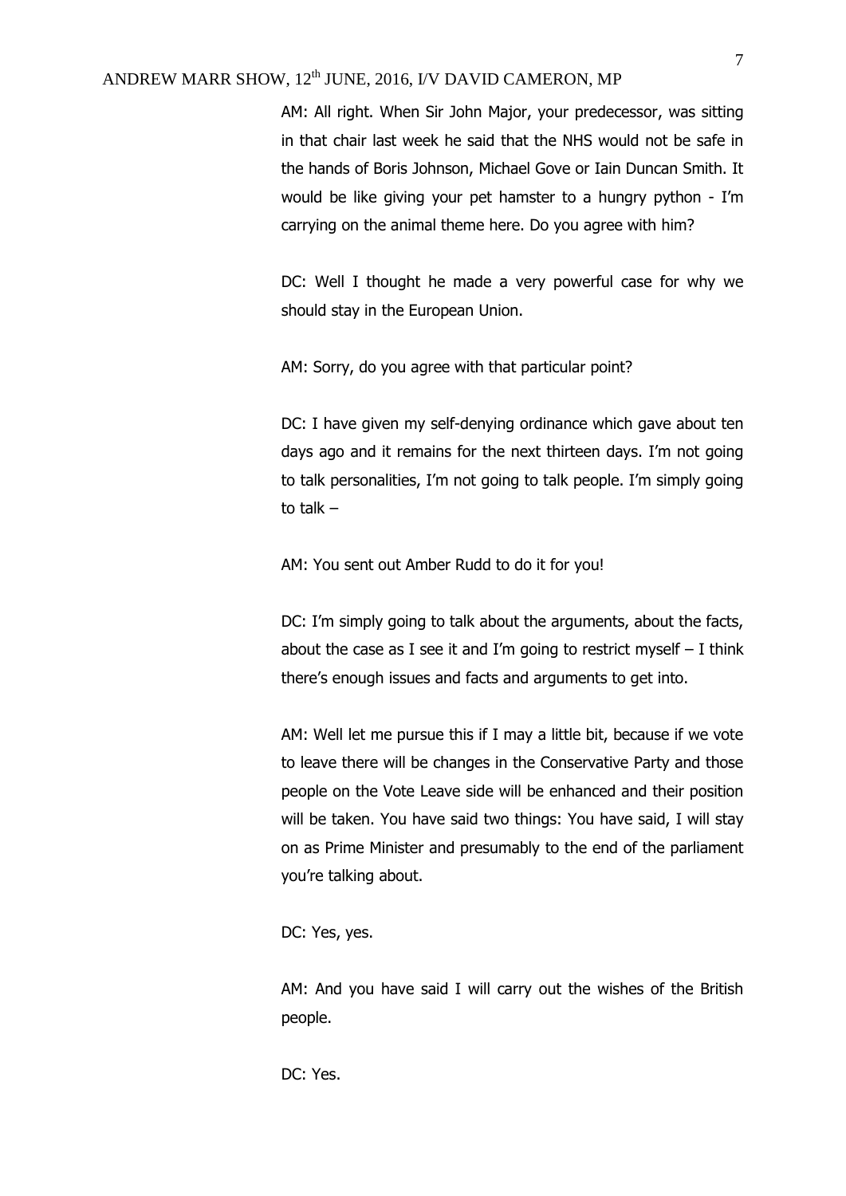AM: All right. When Sir John Major, your predecessor, was sitting in that chair last week he said that the NHS would not be safe in the hands of Boris Johnson, Michael Gove or Iain Duncan Smith. It would be like giving your pet hamster to a hungry python - I'm carrying on the animal theme here. Do you agree with him?

DC: Well I thought he made a very powerful case for why we should stay in the European Union.

AM: Sorry, do you agree with that particular point?

DC: I have given my self-denying ordinance which gave about ten days ago and it remains for the next thirteen days. I'm not going to talk personalities, I'm not going to talk people. I'm simply going to talk –

AM: You sent out Amber Rudd to do it for you!

DC: I'm simply going to talk about the arguments, about the facts, about the case as I see it and I'm going to restrict myself – I think there's enough issues and facts and arguments to get into.

AM: Well let me pursue this if I may a little bit, because if we vote to leave there will be changes in the Conservative Party and those people on the Vote Leave side will be enhanced and their position will be taken. You have said two things: You have said, I will stay on as Prime Minister and presumably to the end of the parliament you're talking about.

DC: Yes, yes.

AM: And you have said I will carry out the wishes of the British people.

DC: Yes.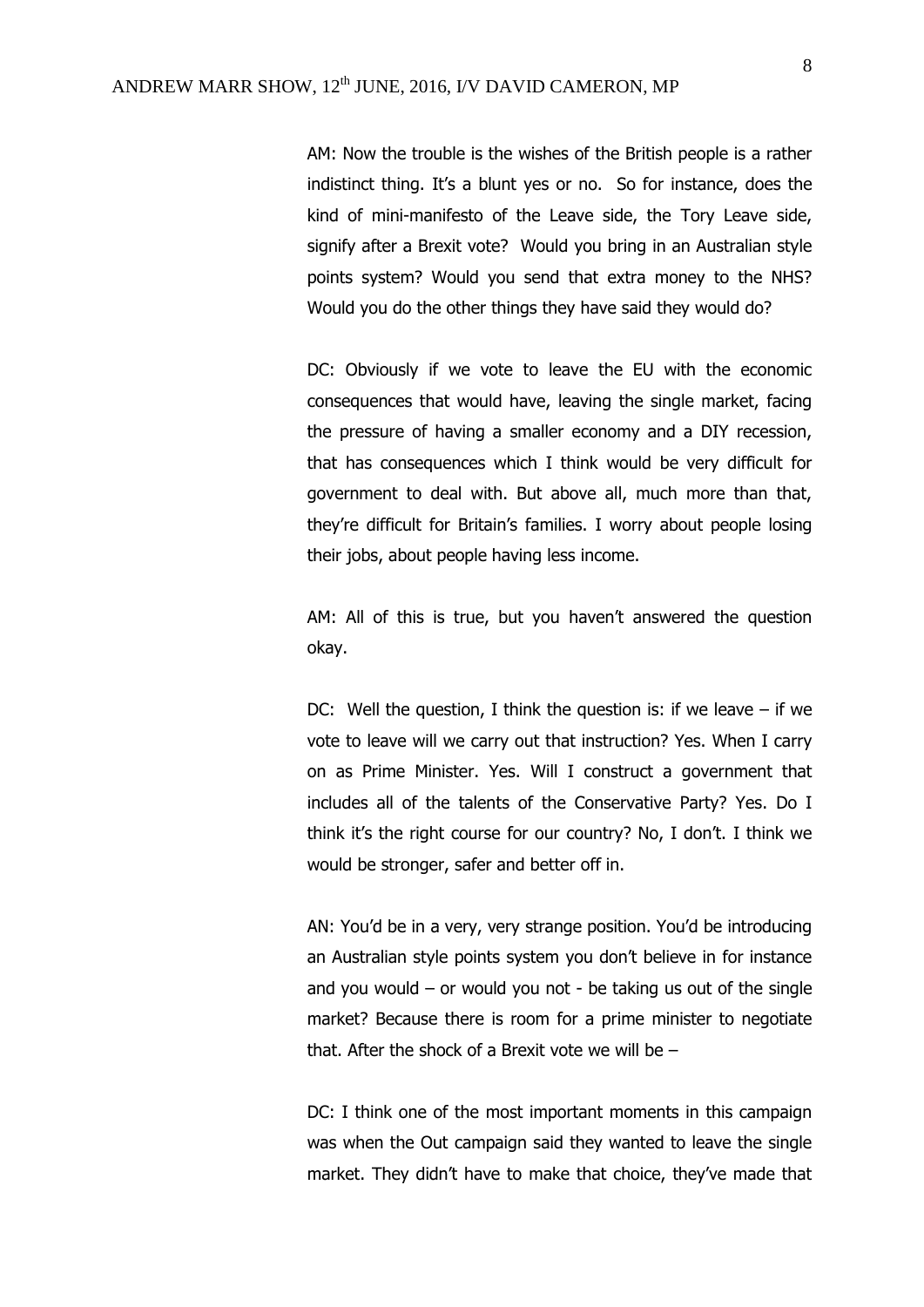AM: Now the trouble is the wishes of the British people is a rather indistinct thing. It's a blunt yes or no. So for instance, does the kind of mini-manifesto of the Leave side, the Tory Leave side, signify after a Brexit vote? Would you bring in an Australian style points system? Would you send that extra money to the NHS? Would you do the other things they have said they would do?

DC: Obviously if we vote to leave the EU with the economic consequences that would have, leaving the single market, facing the pressure of having a smaller economy and a DIY recession, that has consequences which I think would be very difficult for government to deal with. But above all, much more than that, they're difficult for Britain's families. I worry about people losing their jobs, about people having less income.

AM: All of this is true, but you haven't answered the question okay.

DC: Well the question, I think the question is: if we leave – if we vote to leave will we carry out that instruction? Yes. When I carry on as Prime Minister. Yes. Will I construct a government that includes all of the talents of the Conservative Party? Yes. Do I think it's the right course for our country? No, I don't. I think we would be stronger, safer and better off in.

AN: You'd be in a very, very strange position. You'd be introducing an Australian style points system you don't believe in for instance and you would – or would you not - be taking us out of the single market? Because there is room for a prime minister to negotiate that. After the shock of a Brexit vote we will be –

DC: I think one of the most important moments in this campaign was when the Out campaign said they wanted to leave the single market. They didn't have to make that choice, they've made that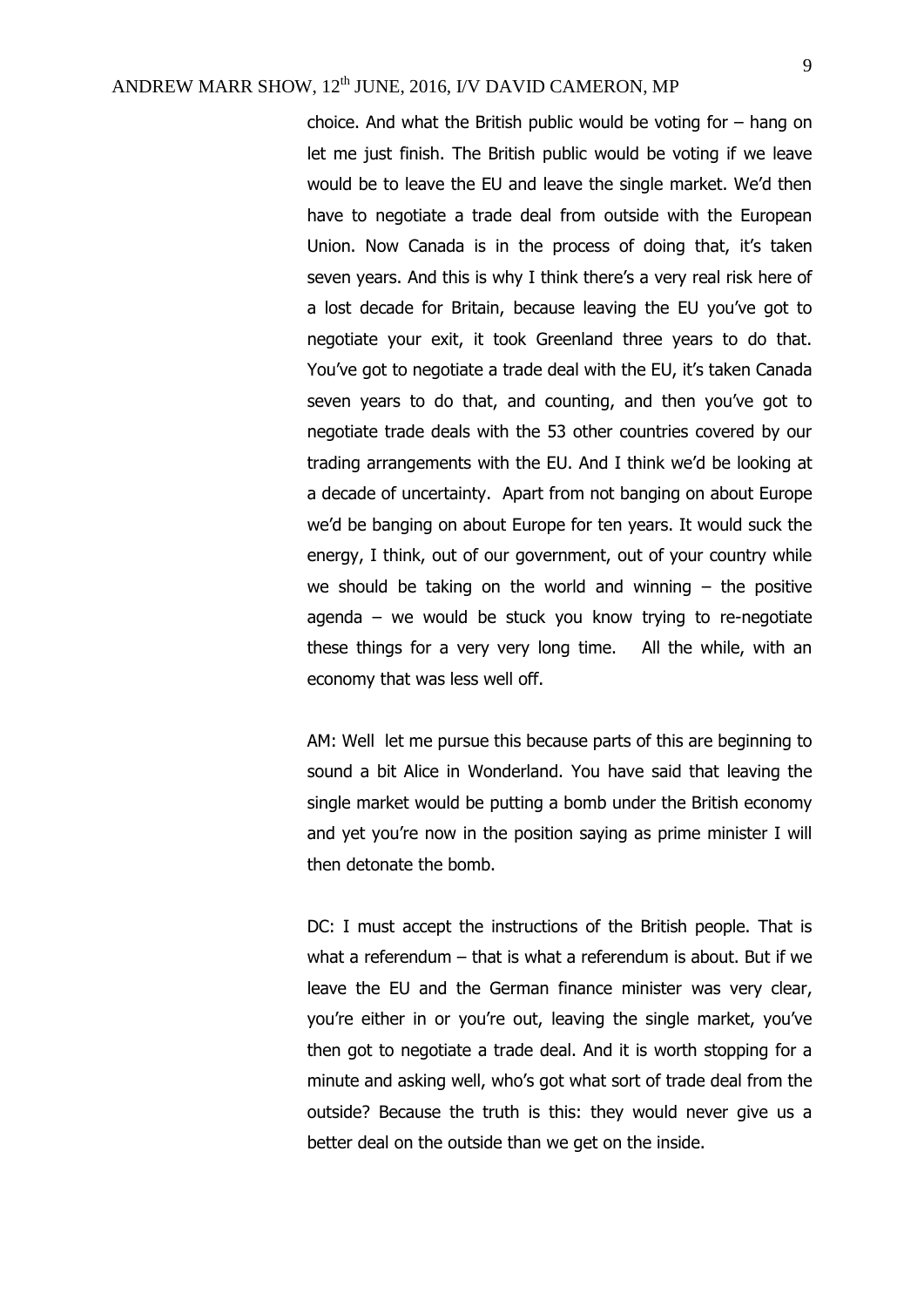choice. And what the British public would be voting for – hang on let me just finish. The British public would be voting if we leave would be to leave the EU and leave the single market. We'd then have to negotiate a trade deal from outside with the European Union. Now Canada is in the process of doing that, it's taken seven years. And this is why I think there's a very real risk here of a lost decade for Britain, because leaving the EU you've got to negotiate your exit, it took Greenland three years to do that. You've got to negotiate a trade deal with the EU, it's taken Canada seven years to do that, and counting, and then you've got to negotiate trade deals with the 53 other countries covered by our trading arrangements with the EU. And I think we'd be looking at a decade of uncertainty. Apart from not banging on about Europe we'd be banging on about Europe for ten years. It would suck the energy, I think, out of our government, out of your country while we should be taking on the world and winning – the positive agenda – we would be stuck you know trying to re-negotiate these things for a very very long time. All the while, with an economy that was less well off.

AM: Well let me pursue this because parts of this are beginning to sound a bit Alice in Wonderland. You have said that leaving the single market would be putting a bomb under the British economy and yet you're now in the position saying as prime minister I will then detonate the bomb.

DC: I must accept the instructions of the British people. That is what a referendum – that is what a referendum is about. But if we leave the EU and the German finance minister was very clear, you're either in or you're out, leaving the single market, you've then got to negotiate a trade deal. And it is worth stopping for a minute and asking well, who's got what sort of trade deal from the outside? Because the truth is this: they would never give us a better deal on the outside than we get on the inside.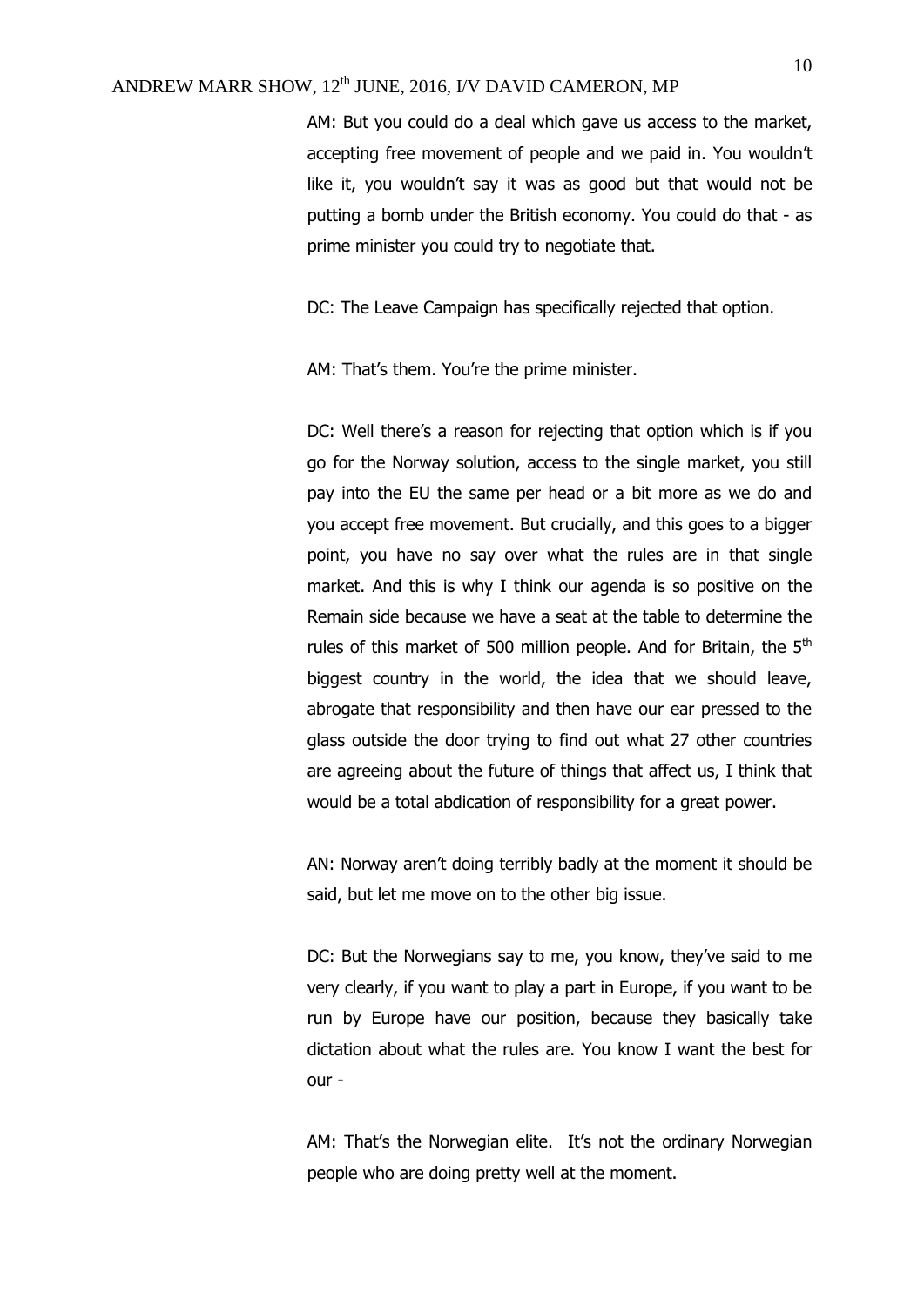AM: But you could do a deal which gave us access to the market, accepting free movement of people and we paid in. You wouldn't like it, you wouldn't say it was as good but that would not be putting a bomb under the British economy. You could do that - as prime minister you could try to negotiate that.

DC: The Leave Campaign has specifically rejected that option.

AM: That's them. You're the prime minister.

DC: Well there's a reason for rejecting that option which is if you go for the Norway solution, access to the single market, you still pay into the EU the same per head or a bit more as we do and you accept free movement. But crucially, and this goes to a bigger point, you have no say over what the rules are in that single market. And this is why I think our agenda is so positive on the Remain side because we have a seat at the table to determine the rules of this market of 500 million people. And for Britain, the 5th biggest country in the world, the idea that we should leave, abrogate that responsibility and then have our ear pressed to the glass outside the door trying to find out what 27 other countries are agreeing about the future of things that affect us, I think that would be a total abdication of responsibility for a great power.

AN: Norway aren't doing terribly badly at the moment it should be said, but let me move on to the other big issue.

DC: But the Norwegians say to me, you know, they've said to me very clearly, if you want to play a part in Europe, if you want to be run by Europe have our position, because they basically take dictation about what the rules are. You know I want the best for our -

AM: That's the Norwegian elite. It's not the ordinary Norwegian people who are doing pretty well at the moment.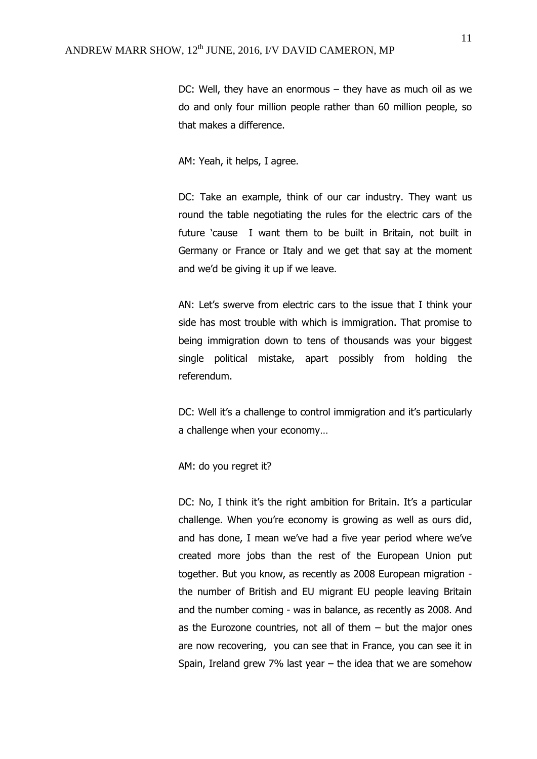DC: Well, they have an enormous – they have as much oil as we do and only four million people rather than 60 million people, so that makes a difference.

AM: Yeah, it helps, I agree.

DC: Take an example, think of our car industry. They want us round the table negotiating the rules for the electric cars of the future 'cause  I want them to be built in Britain, not built in Germany or France or Italy and we get that say at the moment and we'd be giving it up if we leave.

AN: Let's swerve from electric cars to the issue that I think your side has most trouble with which is immigration. That promise to being immigration down to tens of thousands was your biggest single political mistake, apart possibly from holding the referendum.

DC: Well it's a challenge to control immigration and it's particularly a challenge when your economy…

AM: do you regret it?

DC: No, I think it's the right ambition for Britain. It's a particular challenge. When you're economy is growing as well as ours did, and has done, I mean we've had a five year period where we've created more jobs than the rest of the European Union put together. But you know, as recently as 2008 European migration - the number of British and EU migrant EU people leaving Britain and the number coming - was in balance, as recently as 2008. And as the Eurozone countries, not all of them – but the major ones are now recovering,  you can see that in France, you can see it in Spain, Ireland grew 7% last year – the idea that we are somehow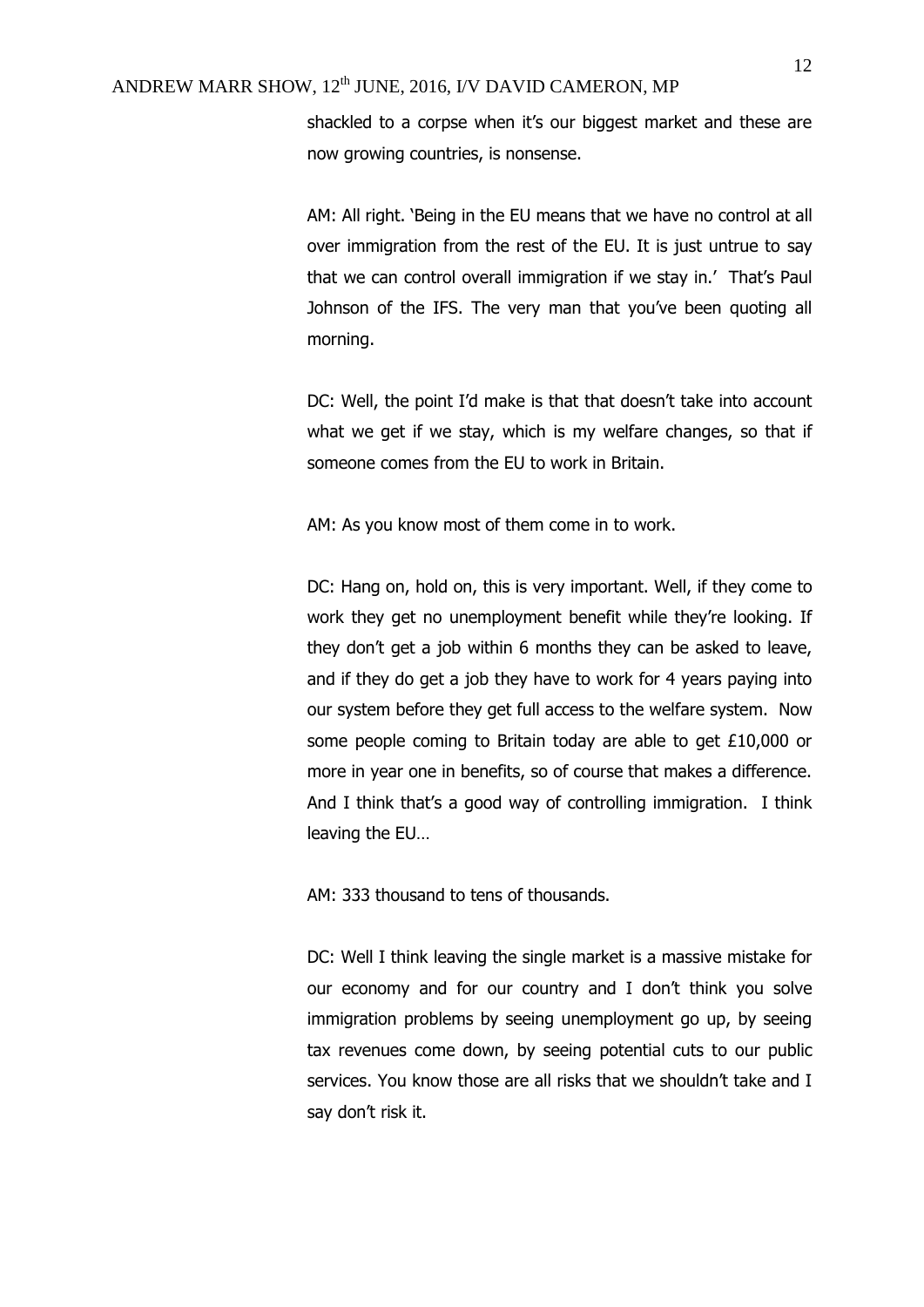shackled to a corpse when it's our biggest market and these are now growing countries, is nonsense.

AM: All right. 'Being in the EU means that we have no control at all over immigration from the rest of the EU. It is just untrue to say that we can control overall immigration if we stay in.' That's Paul Johnson of the IFS. The very man that you've been quoting all morning.

DC: Well, the point I'd make is that that doesn't take into account what we get if we stay, which is my welfare changes, so that if someone comes from the EU to work in Britain.

AM: As you know most of them come in to work.

DC: Hang on, hold on, this is very important. Well, if they come to work they get no unemployment benefit while they're looking. If they don't get a job within 6 months they can be asked to leave, and if they do get a job they have to work for 4 years paying into our system before they get full access to the welfare system. Now some people coming to Britain today are able to get £10,000 or more in year one in benefits, so of course that makes a difference. And I think that's a good way of controlling immigration. I think leaving the EU…

AM: 333 thousand to tens of thousands.

DC: Well I think leaving the single market is a massive mistake for our economy and for our country and I don't think you solve immigration problems by seeing unemployment go up, by seeing tax revenues come down, by seeing potential cuts to our public services. You know those are all risks that we shouldn't take and I say don't risk it.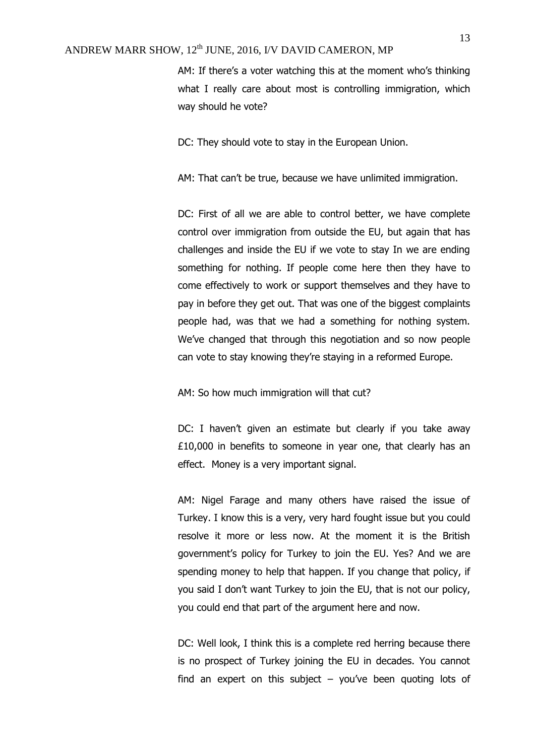AM: If there's a voter watching this at the moment who's thinking what I really care about most is controlling immigration, which way should he vote?

DC: They should vote to stay in the European Union.

AM: That can't be true, because we have unlimited immigration.

DC: First of all we are able to control better, we have complete control over immigration from outside the EU, but again that has challenges and inside the EU if we vote to stay In we are ending something for nothing. If people come here then they have to come effectively to work or support themselves and they have to pay in before they get out. That was one of the biggest complaints people had, was that we had a something for nothing system. We've changed that through this negotiation and so now people can vote to stay knowing they're staying in a reformed Europe.

AM: So how much immigration will that cut?

DC: I haven't given an estimate but clearly if you take away £10,000 in benefits to someone in year one, that clearly has an effect. Money is a very important signal.

AM: Nigel Farage and many others have raised the issue of Turkey. I know this is a very, very hard fought issue but you could resolve it more or less now. At the moment it is the British government's policy for Turkey to join the EU. Yes? And we are spending money to help that happen. If you change that policy, if you said I don't want Turkey to join the EU, that is not our policy, you could end that part of the argument here and now.

DC: Well look, I think this is a complete red herring because there is no prospect of Turkey joining the EU in decades. You cannot find an expert on this subject – you've been quoting lots of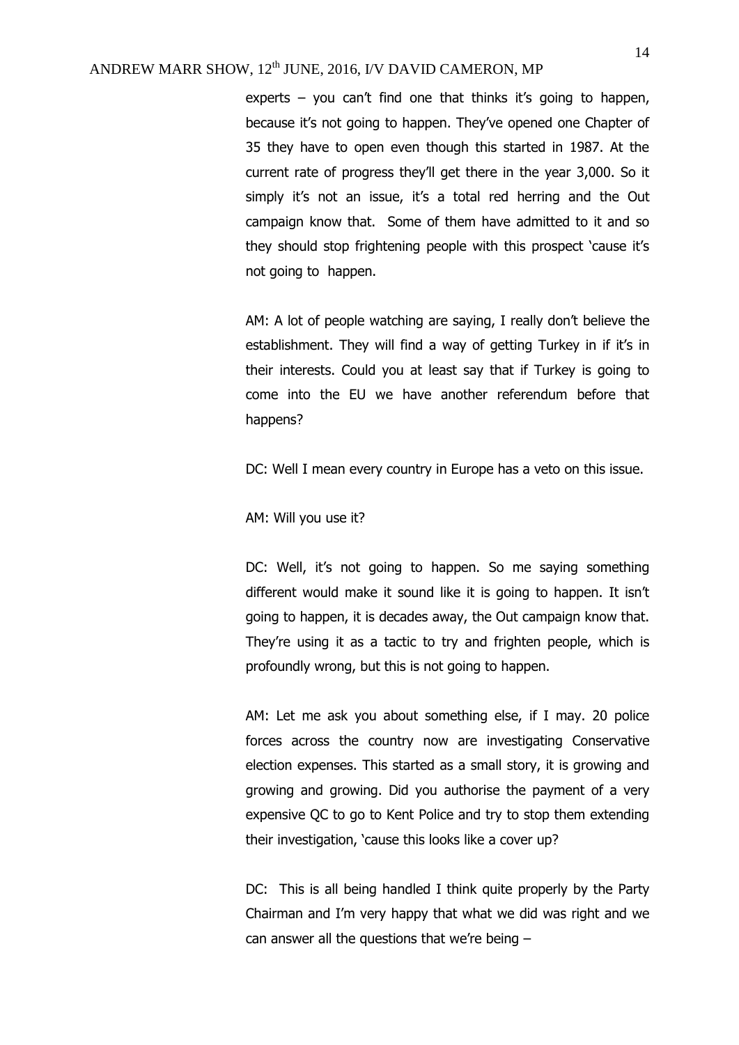experts – you can't find one that thinks it's going to happen, because it's not going to happen. They've opened one Chapter of 35 they have to open even though this started in 1987. At the current rate of progress they'll get there in the year 3,000. So it simply it's not an issue, it's a total red herring and the Out campaign know that. Some of them have admitted to it and so they should stop frightening people with this prospect 'cause it's not going to happen.

AM: A lot of people watching are saying, I really don't believe the establishment. They will find a way of getting Turkey in if it's in their interests. Could you at least say that if Turkey is going to come into the EU we have another referendum before that happens?

DC: Well I mean every country in Europe has a veto on this issue.

AM: Will you use it?

DC: Well, it's not going to happen. So me saying something different would make it sound like it is going to happen. It isn't going to happen, it is decades away, the Out campaign know that. They're using it as a tactic to try and frighten people, which is profoundly wrong, but this is not going to happen.

AM: Let me ask you about something else, if I may. 20 police forces across the country now are investigating Conservative election expenses. This started as a small story, it is growing and growing and growing. Did you authorise the payment of a very expensive QC to go to Kent Police and try to stop them extending their investigation, 'cause this looks like a cover up?

DC: This is all being handled I think quite properly by the Party Chairman and I'm very happy that what we did was right and we can answer all the questions that we're being –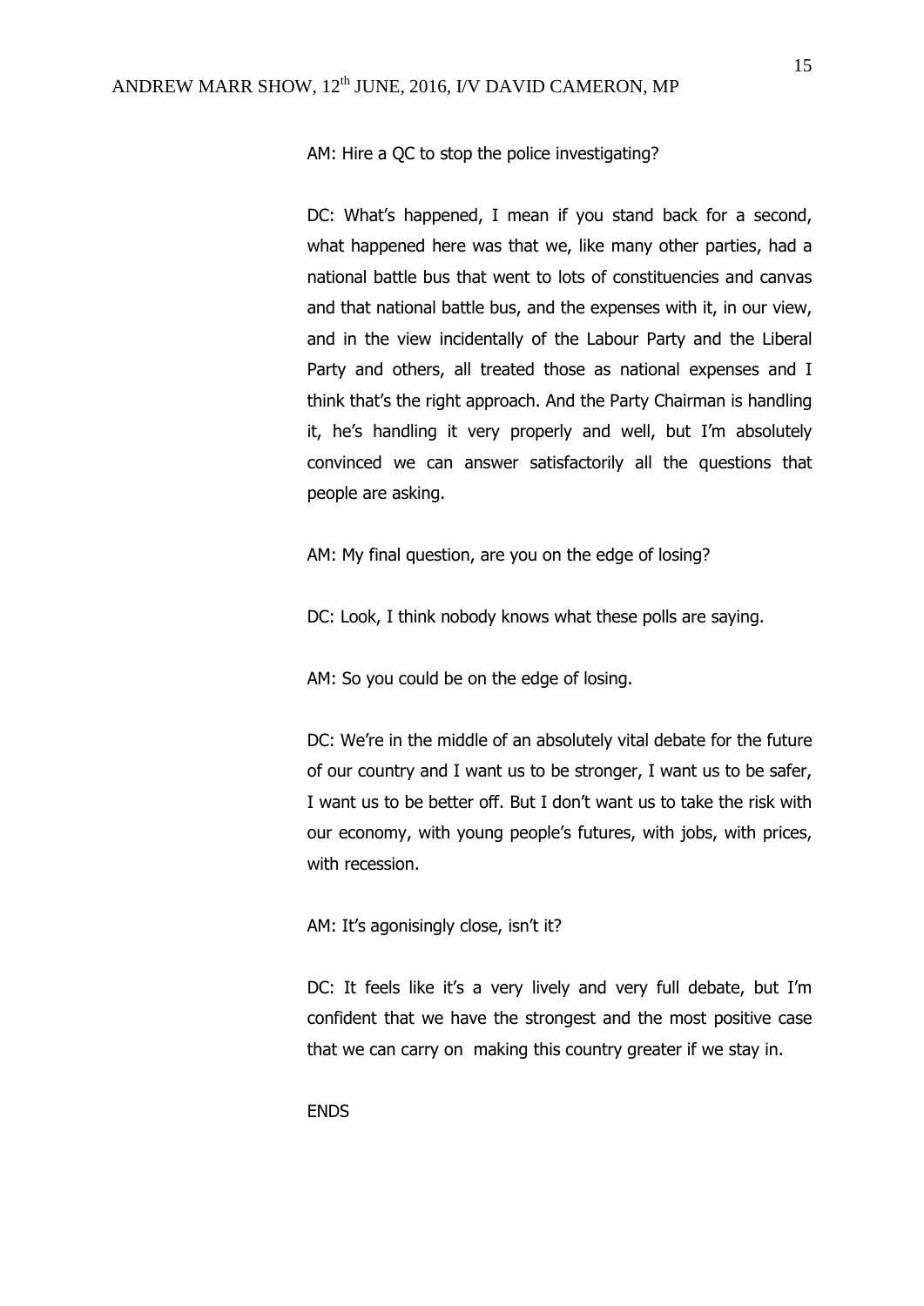AM: Hire a QC to stop the police investigating?

DC: What's happened, I mean if you stand back for a second, what happened here was that we, like many other parties, had a national battle bus that went to lots of constituencies and canvas and that national battle bus, and the expenses with it, in our view, and in the view incidentally of the Labour Party and the Liberal Party and others, all treated those as national expenses and I think that's the right approach. And the Party Chairman is handling it, he's handling it very properly and well, but I'm absolutely convinced we can answer satisfactorily all the questions that people are asking.

AM: My final question, are you on the edge of losing?

DC: Look, I think nobody knows what these polls are saying.

AM: So you could be on the edge of losing.

DC: We're in the middle of an absolutely vital debate for the future of our country and I want us to be stronger, I want us to be safer, I want us to be better off. But I don't want us to take the risk with our economy, with young people's futures, with jobs, with prices, with recession.

AM: It's agonisingly close, isn't it?

DC: It feels like it's a very lively and very full debate, but I'm confident that we have the strongest and the most positive case that we can carry on making this country greater if we stay in.

ENDS